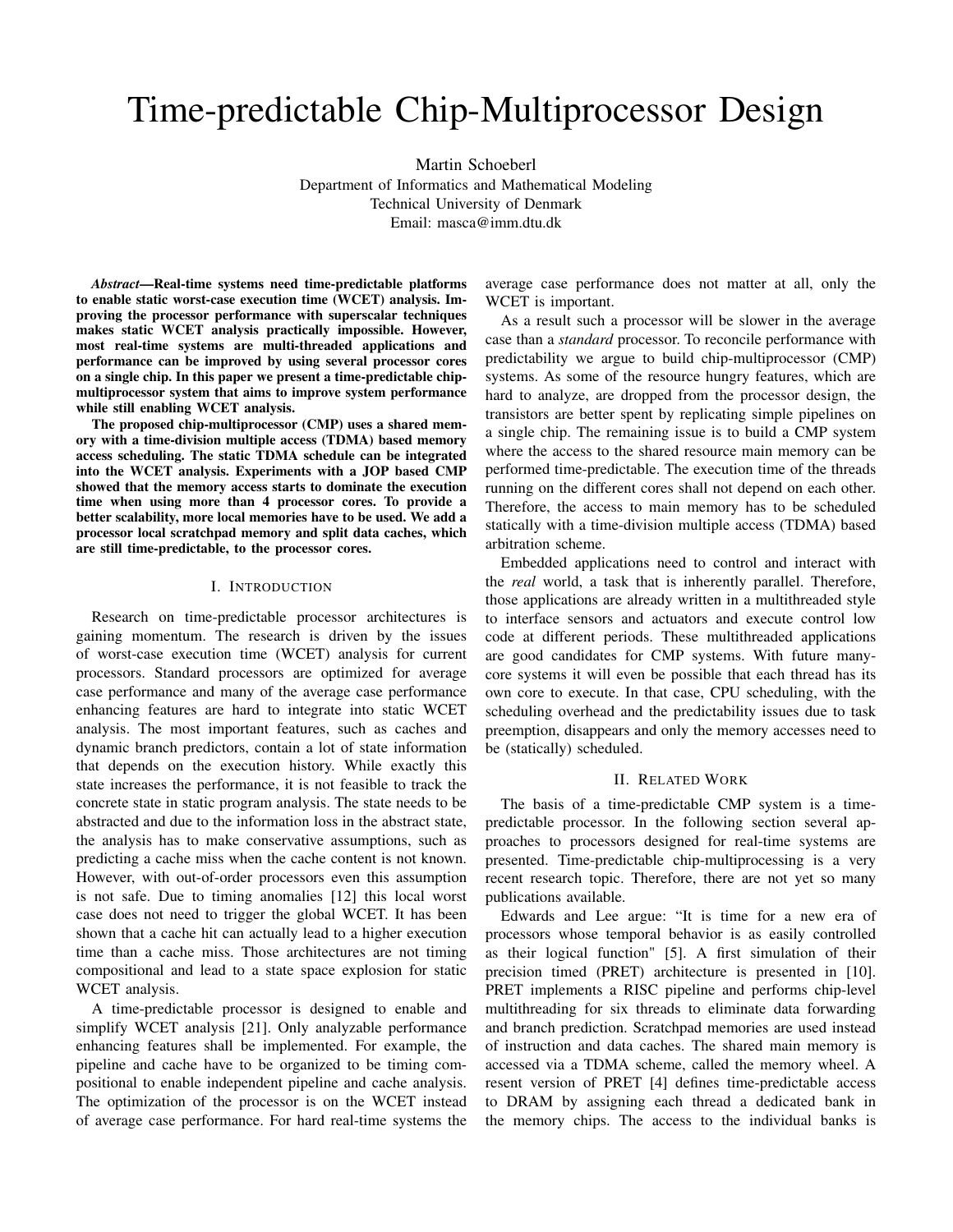# Time-predictable Chip-Multiprocessor Design

Martin Schoeberl
Department of Informatics and Mathematical Modeling
Technical University of Denmark
Email: masca@imm.dtu.dk

***Abstract*—Real-time systems need time-predictable platforms to enable static worst-case execution time (WCET) analysis. Improving the processor performance with superscalar techniques makes static WCET analysis practically impossible. However, most real-time systems are multi-threaded applications and performance can be improved by using several processor cores on a single chip. In this paper we present a time-predictable chip-multiprocessor system that aims to improve system performance while still enabling WCET analysis.**

**The proposed chip-multiprocessor (CMP) uses a shared memory with a time-division multiple access (TDMA) based memory access scheduling. The static TDMA schedule can be integrated into the WCET analysis. Experiments with a JOP based CMP showed that the memory access starts to dominate the execution time when using more than 4 processor cores. To provide a better scalability, more local memories have to be used. We add a processor local scratchpad memory and split data caches, which are still time-predictable, to the processor cores.**

## I. Introduction

Research on time-predictable processor architectures is gaining momentum. The research is driven by the issues of worst-case execution time (WCET) analysis for current processors. Standard processors are optimized for average case performance and many of the average case performance enhancing features are hard to integrate into static WCET analysis. The most important features, such as caches and dynamic branch predictors, contain a lot of state information that depends on the execution history. While exactly this state increases the performance, it is not feasible to track the concrete state in static program analysis. The state needs to be abstracted and due to the information loss in the abstract state, the analysis has to make conservative assumptions, such as predicting a cache miss when the cache content is not known. However, with out-of-order processors even this assumption is not safe. Due to timing anomalies [12] this local worst case does not need to trigger the global WCET. It has been shown that a cache hit can actually lead to a higher execution time than a cache miss. Those architectures are not timing compositional and lead to a state space explosion for static WCET analysis.

A time-predictable processor is designed to enable and simplify WCET analysis [21]. Only analyzable performance enhancing features shall be implemented. For example, the pipeline and cache have to be organized to be timing compositional to enable independent pipeline and cache analysis. The optimization of the processor is on the WCET instead of average case performance. For hard real-time systems the average case performance does not matter at all, only the WCET is important.

As a result such a processor will be slower in the average case than a *standard* processor. To reconcile performance with predictability we argue to build chip-multiprocessor (CMP) systems. As some of the resource hungry features, which are hard to analyze, are dropped from the processor design, the transistors are better spent by replicating simple pipelines on a single chip. The remaining issue is to build a CMP system where the access to the shared resource main memory can be performed time-predictable. The execution time of the threads running on the different cores shall not depend on each other. Therefore, the access to main memory has to be scheduled statically with a time-division multiple access (TDMA) based arbitration scheme.

Embedded applications need to control and interact with the *real* world, a task that is inherently parallel. Therefore, those applications are already written in a multithreaded style to interface sensors and actuators and execute control low code at different periods. These multithreaded applications are good candidates for CMP systems. With future many-core systems it will even be possible that each thread has its own core to execute. In that case, CPU scheduling, with the scheduling overhead and the predictability issues due to task preemption, disappears and only the memory accesses need to be (statically) scheduled.

## II. Related Work

The basis of a time-predictable CMP system is a time-predictable processor. In the following section several approaches to processors designed for real-time systems are presented. Time-predictable chip-multiprocessing is a very recent research topic. Therefore, there are not yet so many publications available.

Edwards and Lee argue: "It is time for a new era of processors whose temporal behavior is as easily controlled as their logical function" [5]. A first simulation of their precision timed (PRET) architecture is presented in [10]. PRET implements a RISC pipeline and performs chip-level multithreading for six threads to eliminate data forwarding and branch prediction. Scratchpad memories are used instead of instruction and data caches. The shared main memory is accessed via a TDMA scheme, called the memory wheel. A resent version of PRET [4] defines time-predictable access to DRAM by assigning each thread a dedicated bank in the memory chips. The access to the individual banks is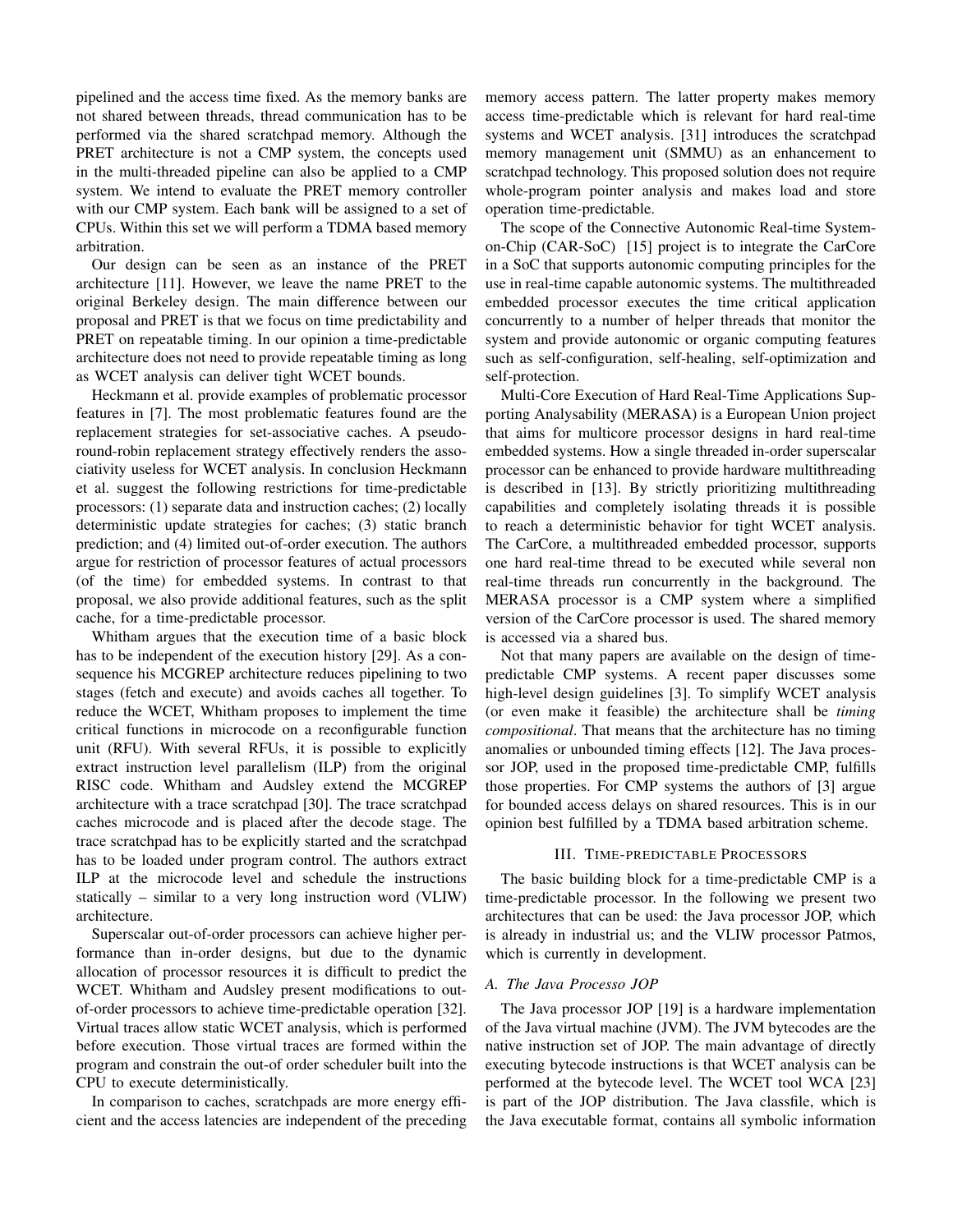pipelined and the access time fixed. As the memory banks are not shared between threads, thread communication has to be performed via the shared scratchpad memory. Although the PRET architecture is not a CMP system, the concepts used in the multi-threaded pipeline can also be applied to a CMP system. We intend to evaluate the PRET memory controller with our CMP system. Each bank will be assigned to a set of CPUs. Within this set we will perform a TDMA based memory arbitration.

Our design can be seen as an instance of the PRET architecture [11]. However, we leave the name PRET to the original Berkeley design. The main difference between our proposal and PRET is that we focus on time predictability and PRET on repeatable timing. In our opinion a time-predictable architecture does not need to provide repeatable timing as long as WCET analysis can deliver tight WCET bounds.

Heckmann et al. provide examples of problematic processor features in [7]. The most problematic features found are the replacement strategies for set-associative caches. A pseudo-round-robin replacement strategy effectively renders the associativity useless for WCET analysis. In conclusion Heckmann et al. suggest the following restrictions for time-predictable processors: (1) separate data and instruction caches; (2) locally deterministic update strategies for caches; (3) static branch prediction; and (4) limited out-of-order execution. The authors argue for restriction of processor features of actual processors (of the time) for embedded systems. In contrast to that proposal, we also provide additional features, such as the split cache, for a time-predictable processor.

Whitham argues that the execution time of a basic block has to be independent of the execution history [29]. As a consequence his MCGREP architecture reduces pipelining to two stages (fetch and execute) and avoids caches all together. To reduce the WCET, Whitham proposes to implement the time critical functions in microcode on a reconfigurable function unit (RFU). With several RFUs, it is possible to explicitly extract instruction level parallelism (ILP) from the original RISC code. Whitham and Audsley extend the MCGREP architecture with a trace scratchpad [30]. The trace scratchpad caches microcode and is placed after the decode stage. The trace scratchpad has to be explicitly started and the scratchpad has to be loaded under program control. The authors extract ILP at the microcode level and schedule the instructions statically – similar to a very long instruction word (VLIW) architecture.

Superscalar out-of-order processors can achieve higher performance than in-order designs, but due to the dynamic allocation of processor resources it is difficult to predict the WCET. Whitham and Audsley present modifications to out-of-order processors to achieve time-predictable operation [32]. Virtual traces allow static WCET analysis, which is performed before execution. Those virtual traces are formed within the program and constrain the out-of order scheduler built into the CPU to execute deterministically.

In comparison to caches, scratchpads are more energy efficient and the access latencies are independent of the preceding memory access pattern. The latter property makes memory access time-predictable which is relevant for hard real-time systems and WCET analysis. [31] introduces the scratchpad memory management unit (SMMU) as an enhancement to scratchpad technology. This proposed solution does not require whole-program pointer analysis and makes load and store operation time-predictable.

The scope of the Connective Autonomic Real-time System-on-Chip (CAR-SoC) [15] project is to integrate the CarCore in a SoC that supports autonomic computing principles for the use in real-time capable autonomic systems. The multithreaded embedded processor executes the time critical application concurrently to a number of helper threads that monitor the system and provide autonomic or organic computing features such as self-configuration, self-healing, self-optimization and self-protection.

Multi-Core Execution of Hard Real-Time Applications Supporting Analysability (MERASA) is a European Union project that aims for multicore processor designs in hard real-time embedded systems. How a single threaded in-order superscalar processor can be enhanced to provide hardware multithreading is described in [13]. By strictly prioritizing multithreading capabilities and completely isolating threads it is possible to reach a deterministic behavior for tight WCET analysis. The CarCore, a multithreaded embedded processor, supports one hard real-time thread to be executed while several non real-time threads run concurrently in the background. The MERASA processor is a CMP system where a simplified version of the CarCore processor is used. The shared memory is accessed via a shared bus.

Not that many papers are available on the design of time-predictable CMP systems. A recent paper discusses some high-level design guidelines [3]. To simplify WCET analysis (or even make it feasible) the architecture shall be *timing compositional*. That means that the architecture has no timing anomalies or unbounded timing effects [12]. The Java processor JOP, used in the proposed time-predictable CMP, fulfills those properties. For CMP systems the authors of [3] argue for bounded access delays on shared resources. This is in our opinion best fulfilled by a TDMA based arbitration scheme.

## III. Time-predictable Processors

The basic building block for a time-predictable CMP is a time-predictable processor. In the following we present two architectures that can be used: the Java processor JOP, which is already in industrial us; and the VLIW processor Patmos, which is currently in development.

### A. The Java Processo JOP

The Java processor JOP [19] is a hardware implementation of the Java virtual machine (JVM). The JVM bytecodes are the native instruction set of JOP. The main advantage of directly executing bytecode instructions is that WCET analysis can be performed at the bytecode level. The WCET tool WCA [23] is part of the JOP distribution. The Java classfile, which is the Java executable format, contains all symbolic information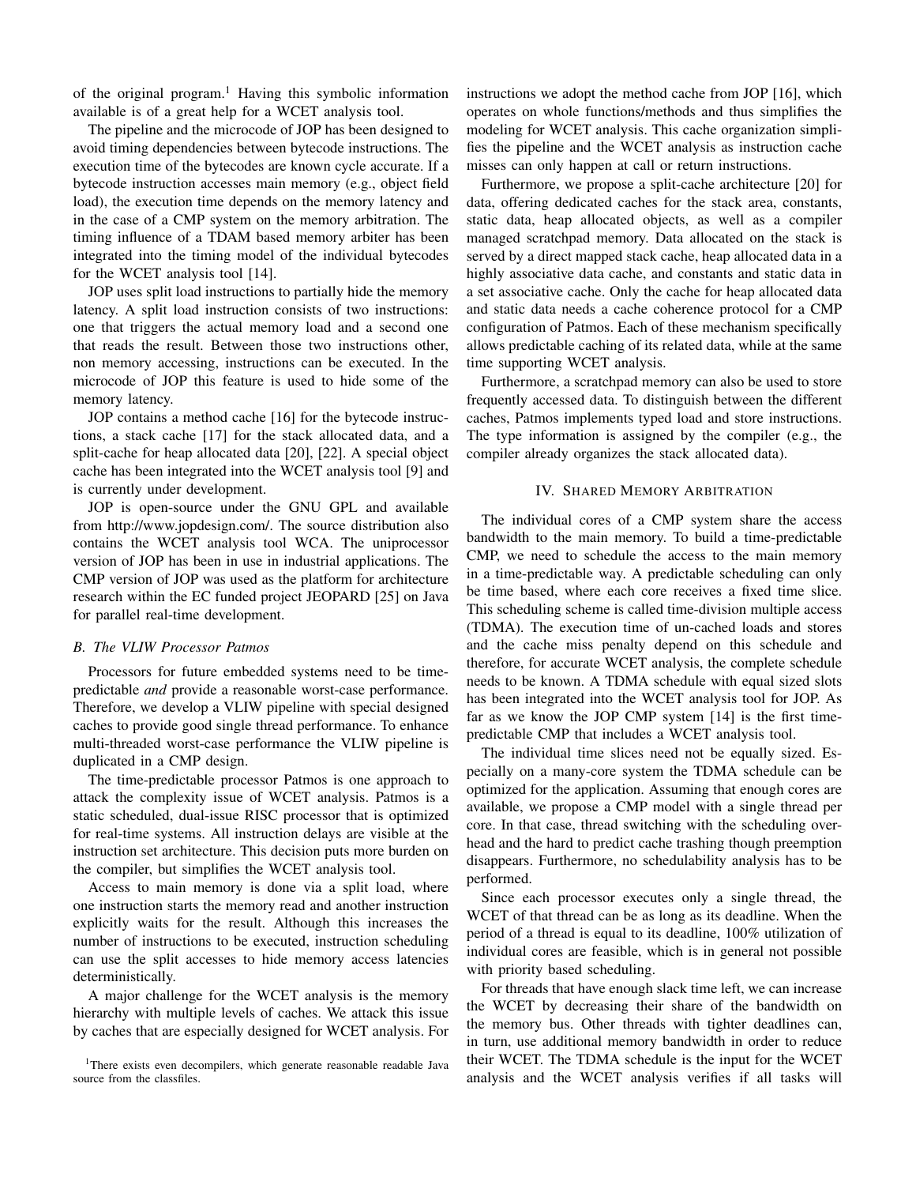of the original program.[1] Having this symbolic information available is of a great help for a WCET analysis tool.

The pipeline and the microcode of JOP has been designed to avoid timing dependencies between bytecode instructions. The execution time of the bytecodes are known cycle accurate. If a bytecode instruction accesses main memory (e.g., object field load), the execution time depends on the memory latency and in the case of a CMP system on the memory arbitration. The timing influence of a TDAM based memory arbiter has been integrated into the timing model of the individual bytecodes for the WCET analysis tool [14].

JOP uses split load instructions to partially hide the memory latency. A split load instruction consists of two instructions: one that triggers the actual memory load and a second one that reads the result. Between those two instructions other, non memory accessing, instructions can be executed. In the microcode of JOP this feature is used to hide some of the memory latency.

JOP contains a method cache [16] for the bytecode instructions, a stack cache [17] for the stack allocated data, and a split-cache for heap allocated data [20], [22]. A special object cache has been integrated into the WCET analysis tool [9] and is currently under development.

JOP is open-source under the GNU GPL and available from http://www.jopdesign.com/. The source distribution also contains the WCET analysis tool WCA. The uniprocessor version of JOP has been in use in industrial applications. The CMP version of JOP was used as the platform for architecture research within the EC funded project JEOPARD [25] on Java for parallel real-time development.

### B. The VLIW Processor Patmos

Processors for future embedded systems need to be time-predictable *and* provide a reasonable worst-case performance. Therefore, we develop a VLIW pipeline with special designed caches to provide good single thread performance. To enhance multi-threaded worst-case performance the VLIW pipeline is duplicated in a CMP design.

The time-predictable processor Patmos is one approach to attack the complexity issue of WCET analysis. Patmos is a static scheduled, dual-issue RISC processor that is optimized for real-time systems. All instruction delays are visible at the instruction set architecture. This decision puts more burden on the compiler, but simplifies the WCET analysis tool.

Access to main memory is done via a split load, where one instruction starts the memory read and another instruction explicitly waits for the result. Although this increases the number of instructions to be executed, instruction scheduling can use the split accesses to hide memory access latencies deterministically.

A major challenge for the WCET analysis is the memory hierarchy with multiple levels of caches. We attack this issue by caches that are especially designed for WCET analysis. For instructions we adopt the method cache from JOP [16], which operates on whole functions/methods and thus simplifies the modeling for WCET analysis. This cache organization simplifies the pipeline and the WCET analysis as instruction cache misses can only happen at call or return instructions.

Furthermore, we propose a split-cache architecture [20] for data, offering dedicated caches for the stack area, constants, static data, heap allocated objects, as well as a compiler managed scratchpad memory. Data allocated on the stack is served by a direct mapped stack cache, heap allocated data in a highly associative data cache, and constants and static data in a set associative cache. Only the cache for heap allocated data and static data needs a cache coherence protocol for a CMP configuration of Patmos. Each of these mechanism specifically allows predictable caching of its related data, while at the same time supporting WCET analysis.

Furthermore, a scratchpad memory can also be used to store frequently accessed data. To distinguish between the different caches, Patmos implements typed load and store instructions. The type information is assigned by the compiler (e.g., the compiler already organizes the stack allocated data).

## IV. Shared Memory Arbitration

The individual cores of a CMP system share the access bandwidth to the main memory. To build a time-predictable CMP, we need to schedule the access to the main memory in a time-predictable way. A predictable scheduling can only be time based, where each core receives a fixed time slice. This scheduling scheme is called time-division multiple access (TDMA). The execution time of un-cached loads and stores and the cache miss penalty depend on this schedule and therefore, for accurate WCET analysis, the complete schedule needs to be known. A TDMA schedule with equal sized slots has been integrated into the WCET analysis tool for JOP. As far as we know the JOP CMP system [14] is the first time-predictable CMP that includes a WCET analysis tool.

The individual time slices need not be equally sized. Especially on a many-core system the TDMA schedule can be optimized for the application. Assuming that enough cores are available, we propose a CMP model with a single thread per core. In that case, thread switching with the scheduling overhead and the hard to predict cache trashing though preemption disappears. Furthermore, no schedulability analysis has to be performed.

Since each processor executes only a single thread, the WCET of that thread can be as long as its deadline. When the period of a thread is equal to its deadline, 100% utilization of individual cores are feasible, which is in general not possible with priority based scheduling.

For threads that have enough slack time left, we can increase the WCET by decreasing their share of the bandwidth on the memory bus. Other threads with tighter deadlines can, in turn, use additional memory bandwidth in order to reduce their WCET. The TDMA schedule is the input for the WCET analysis and the WCET analysis verifies if all tasks will

[1] There exists even decompilers, which generate reasonable readable Java source from the classfiles.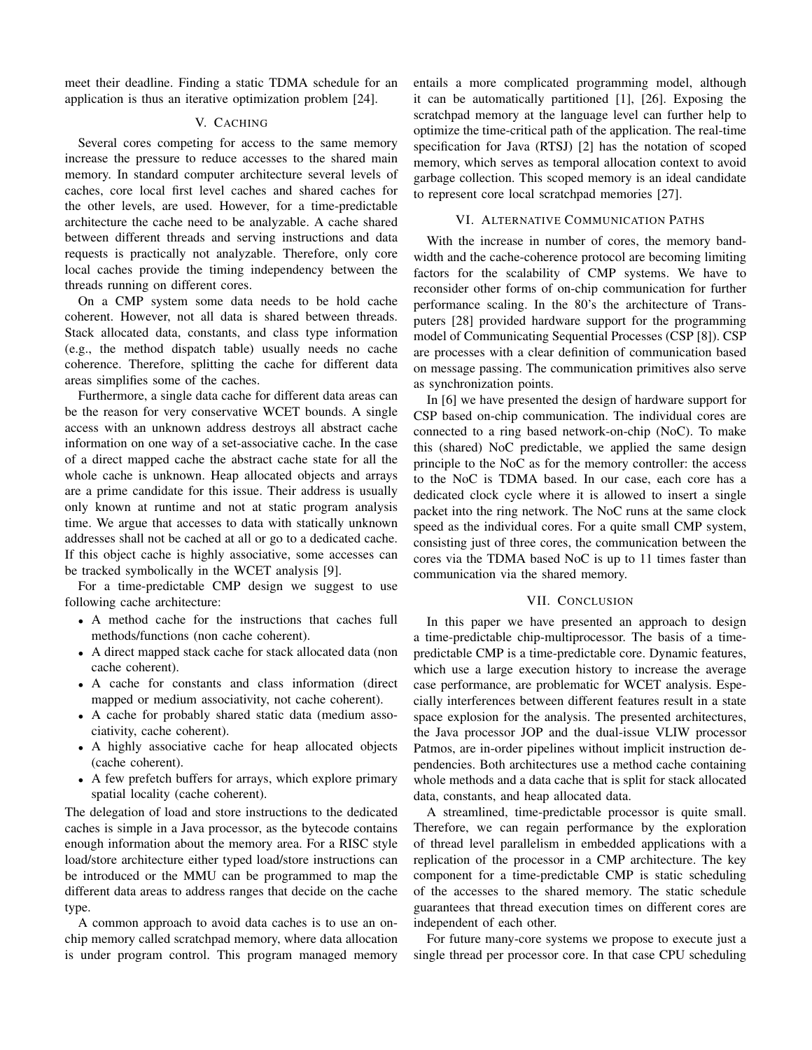meet their deadline. Finding a static TDMA schedule for an application is thus an iterative optimization problem [24].

## V. Caching

Several cores competing for access to the same memory increase the pressure to reduce accesses to the shared main memory. In standard computer architecture several levels of caches, core local first level caches and shared caches for the other levels, are used. However, for a time-predictable architecture the cache need to be analyzable. A cache shared between different threads and serving instructions and data requests is practically not analyzable. Therefore, only core local caches provide the timing independency between the threads running on different cores.

On a CMP system some data needs to be hold cache coherent. However, not all data is shared between threads. Stack allocated data, constants, and class type information (e.g., the method dispatch table) usually needs no cache coherence. Therefore, splitting the cache for different data areas simplifies some of the caches.

Furthermore, a single data cache for different data areas can be the reason for very conservative WCET bounds. A single access with an unknown address destroys all abstract cache information on one way of a set-associative cache. In the case of a direct mapped cache the abstract cache state for all the whole cache is unknown. Heap allocated objects and arrays are a prime candidate for this issue. Their address is usually only known at runtime and not at static program analysis time. We argue that accesses to data with statically unknown addresses shall not be cached at all or go to a dedicated cache. If this object cache is highly associative, some accesses can be tracked symbolically in the WCET analysis [9].

For a time-predictable CMP design we suggest to use following cache architecture:

- A method cache for the instructions that caches full methods/functions (non cache coherent).
- A direct mapped stack cache for stack allocated data (non cache coherent).
- A cache for constants and class information (direct mapped or medium associativity, not cache coherent).
- A cache for probably shared static data (medium associativity, cache coherent).
- A highly associative cache for heap allocated objects (cache coherent).
- A few prefetch buffers for arrays, which explore primary spatial locality (cache coherent).

The delegation of load and store instructions to the dedicated caches is simple in a Java processor, as the bytecode contains enough information about the memory area. For a RISC style load/store architecture either typed load/store instructions can be introduced or the MMU can be programmed to map the different data areas to address ranges that decide on the cache type.

A common approach to avoid data caches is to use an on-chip memory called scratchpad memory, where data allocation is under program control. This program managed memory entails a more complicated programming model, although it can be automatically partitioned [1], [26]. Exposing the scratchpad memory at the language level can further help to optimize the time-critical path of the application. The real-time specification for Java (RTSJ) [2] has the notation of scoped memory, which serves as temporal allocation context to avoid garbage collection. This scoped memory is an ideal candidate to represent core local scratchpad memories [27].

## VI. Alternative Communication Paths

With the increase in number of cores, the memory bandwidth and the cache-coherence protocol are becoming limiting factors for the scalability of CMP systems. We have to reconsider other forms of on-chip communication for further performance scaling. In the 80's the architecture of Transputers [28] provided hardware support for the programming model of Communicating Sequential Processes (CSP [8]). CSP are processes with a clear definition of communication based on message passing. The communication primitives also serve as synchronization points.

In [6] we have presented the design of hardware support for CSP based on-chip communication. The individual cores are connected to a ring based network-on-chip (NoC). To make this (shared) NoC predictable, we applied the same design principle to the NoC as for the memory controller: the access to the NoC is TDMA based. In our case, each core has a dedicated clock cycle where it is allowed to insert a single packet into the ring network. The NoC runs at the same clock speed as the individual cores. For a quite small CMP system, consisting just of three cores, the communication between the cores via the TDMA based NoC is up to 11 times faster than communication via the shared memory.

## VII. Conclusion

In this paper we have presented an approach to design a time-predictable chip-multiprocessor. The basis of a time-predictable CMP is a time-predictable core. Dynamic features, which use a large execution history to increase the average case performance, are problematic for WCET analysis. Especially interferences between different features result in a state space explosion for the analysis. The presented architectures, the Java processor JOP and the dual-issue VLIW processor Patmos, are in-order pipelines without implicit instruction dependencies. Both architectures use a method cache containing whole methods and a data cache that is split for stack allocated data, constants, and heap allocated data.

A streamlined, time-predictable processor is quite small. Therefore, we can regain performance by the exploration of thread level parallelism in embedded applications with a replication of the processor in a CMP architecture. The key component for a time-predictable CMP is static scheduling of the accesses to the shared memory. The static schedule guarantees that thread execution times on different cores are independent of each other.

For future many-core systems we propose to execute just a single thread per processor core. In that case CPU scheduling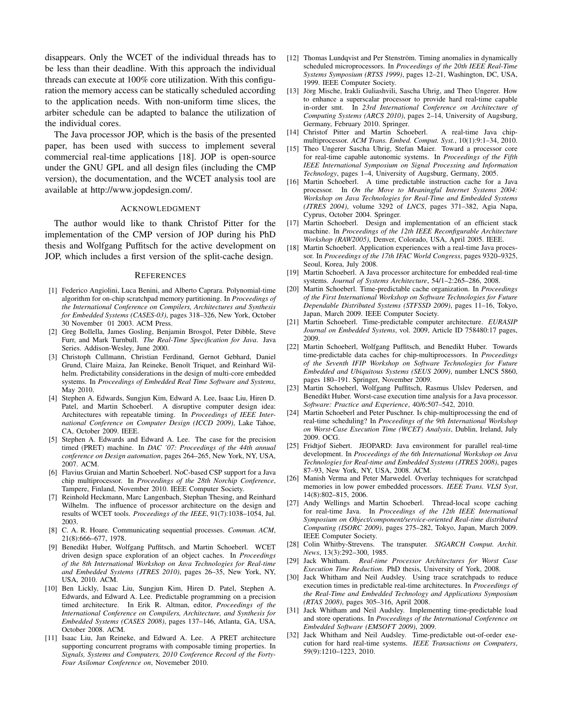disappears. Only the WCET of the individual threads has to be less than their deadline. With this approach the individual threads can execute at 100% core utilization. With this configuration the memory access can be statically scheduled according to the application needs. With non-uniform time slices, the arbiter schedule can be adapted to balance the utilization of the individual cores.

The Java processor JOP, which is the basis of the presented paper, has been used with success to implement several commercial real-time applications [18]. JOP is open-source under the GNU GPL and all design files (including the CMP version), the documentation, and the WCET analysis tool are available at http://www.jopdesign.com/.

## Acknowledgment

The author would like to thank Christof Pitter for the implementation of the CMP version of JOP during his PhD thesis and Wolfgang Puffitsch for the active development on JOP, which includes a first version of the split-cache design.

## References

[1] Federico Angiolini, Luca Benini, and Alberto Caprara. Polynomial-time algorithm for on-chip scratchpad memory partitioning. In *Proceedings of the International Conference on Compilers, Architectures and Synthesis for Embedded Systems (CASES-03)*, pages 318–326, New York, October 30 November 01 2003. ACM Press.

[2] Greg Bollella, James Gosling, Benjamin Brosgol, Peter Dibble, Steve Furr, and Mark Turnbull. *The Real-Time Specification for Java*. Java Series. Addison-Wesley, June 2000.

[3] Christoph Cullmann, Christian Ferdinand, Gernot Gebhard, Daniel Grund, Claire Maiza, Jan Reineke, Benoît Triquet, and Reinhard Wilhelm. Predictability considerations in the design of multi-core embedded systems. In *Proceedings of Embedded Real Time Software and Systems*, May 2010.

[4] Stephen A. Edwards, Sungjun Kim, Edward A. Lee, Isaac Liu, Hiren D. Patel, and Martin Schoeberl. A disruptive computer design idea: Architectures with repeatable timing. In *Proceedings of IEEE International Conference on Computer Design (ICCD 2009)*, Lake Tahoe, CA, October 2009. IEEE.

[5] Stephen A. Edwards and Edward A. Lee. The case for the precision timed (PRET) machine. In *DAC '07: Proceedings of the 44th annual conference on Design automation*, pages 264–265, New York, NY, USA, 2007. ACM.

[6] Flavius Gruian and Martin Schoeberl. NoC-based CSP support for a Java chip multiprocessor. In *Proceedings of the 28th Norchip Conference*, Tampere, Finland, November 2010. IEEE Computer Society.

[7] Reinhold Heckmann, Marc Langenbach, Stephan Thesing, and Reinhard Wilhelm. The influence of processor architecture on the design and results of WCET tools. *Proceedings of the IEEE*, 91(7):1038–1054, Jul. 2003.

[8] C. A. R. Hoare. Communicating sequential processes. *Commun. ACM*, 21(8):666–677, 1978.

[9] Benedikt Huber, Wolfgang Puffitsch, and Martin Schoeberl. WCET driven design space exploration of an object caches. In *Proceedings of the 8th International Workshop on Java Technologies for Real-time and Embedded Systems (JTRES 2010)*, pages 26–35, New York, NY, USA, 2010. ACM.

[10] Ben Lickly, Isaac Liu, Sungjun Kim, Hiren D. Patel, Stephen A. Edwards, and Edward A. Lee. Predictable programming on a precision timed architecture. In Erik R. Altman, editor, *Proceedings of the International Conference on Compilers, Architecture, and Synthesis for Embedded Systems (CASES 2008)*, pages 137–146, Atlanta, GA, USA, October 2008. ACM.

[11] Isaac Liu, Jan Reineke, and Edward A. Lee. A PRET architecture supporting concurrent programs with composable timing properties. In *Signals, Systems and Computers, 2010 Conference Record of the Forty-Four Asilomar Conference on*, Novemeber 2010.

[12] Thomas Lundqvist and Per Stenström. Timing anomalies in dynamically scheduled microprocessors. In *Proceedings of the 20th IEEE Real-Time Systems Symposium (RTSS 1999)*, pages 12–21, Washington, DC, USA, 1999. IEEE Computer Society.

[13] Jörg Mische, Irakli Guliashvili, Sascha Uhrig, and Theo Ungerer. How to enhance a superscalar processor to provide hard real-time capable in-order smt. In *23rd International Conference on Architecture of Computing Systems (ARCS 2010)*, pages 2–14, University of Augsburg, Germany, February 2010. Springer.

[14] Christof Pitter and Martin Schoeberl. A real-time Java chip-multiprocessor. *ACM Trans. Embed. Comput. Syst.*, 10(1):9:1–34, 2010.

[15] Theo Ungerer Sascha Uhrig, Stefan Maier. Toward a processor core for real-time capable autonomic systems. In *Proceedings of the Fifth IEEE International Symposium on Signal Processing and Information Technology*, pages 1–4, University of Augsburg, Germany, 2005.

[16] Martin Schoeberl. A time predictable instruction cache for a Java processor. In *On the Move to Meaningful Internet Systems 2004: Workshop on Java Technologies for Real-Time and Embedded Systems (JTRES 2004)*, volume 3292 of *LNCS*, pages 371–382, Agia Napa, Cyprus, October 2004. Springer.

[17] Martin Schoeberl. Design and implementation of an efficient stack machine. In *Proceedings of the 12th IEEE Reconfigurable Architecture Workshop (RAW2005)*, Denver, Colorado, USA, April 2005. IEEE.

[18] Martin Schoeberl. Application experiences with a real-time Java processor. In *Proceedings of the 17th IFAC World Congress*, pages 9320–9325, Seoul, Korea, July 2008.

[19] Martin Schoeberl. A Java processor architecture for embedded real-time systems. *Journal of Systems Architecture*, 54/1–2:265–286, 2008.

[20] Martin Schoeberl. Time-predictable cache organization. In *Proceedings of the First International Workshop on Software Technologies for Future Dependable Distributed Systems (STFSSD 2009)*, pages 11–16, Tokyo, Japan, March 2009. IEEE Computer Society.

[21] Martin Schoeberl. Time-predictable computer architecture. *EURASIP Journal on Embedded Systems*, vol. 2009, Article ID 758480:17 pages, 2009.

[22] Martin Schoeberl, Wolfgang Puffitsch, and Benedikt Huber. Towards time-predictable data caches for chip-multiprocessors. In *Proceedings of the Seventh IFIP Workshop on Software Technologies for Future Embedded and Ubiquitous Systems (SEUS 2009)*, number LNCS 5860, pages 180–191. Springer, November 2009.

[23] Martin Schoeberl, Wolfgang Puffitsch, Rasmus Ulslev Pedersen, and Benedikt Huber. Worst-case execution time analysis for a Java processor. *Software: Practice and Experience*, 40/6:507–542, 2010.

[24] Martin Schoeberl and Peter Puschner. Is chip-multiprocessing the end of real-time scheduling? In *Proceedings of the 9th International Workshop on Worst-Case Execution Time (WCET) Analysis*, Dublin, Ireland, July 2009. OCG.

[25] Fridtjof Siebert. JEOPARD: Java environment for parallel real-time development. In *Proceedings of the 6th International Workshop on Java Technologies for Real-time and Embedded Systems (JTRES 2008)*, pages 87–93, New York, NY, USA, 2008. ACM.

[26] Manish Verma and Peter Marwedel. Overlay techniques for scratchpad memories in low power embedded processors. *IEEE Trans. VLSI Syst*, 14(8):802–815, 2006.

[27] Andy Wellings and Martin Schoeberl. Thread-local scope caching for real-time Java. In *Proceedings of the 12th IEEE International Symposium on Object/component/service-oriented Real-time distributed Computing (ISORC 2009)*, pages 275–282, Tokyo, Japan, March 2009. IEEE Computer Society.

[28] Colin Whitby-Strevens. The transputer. *SIGARCH Comput. Archit. News*, 13(3):292–300, 1985.

[29] Jack Whitham. *Real-time Processor Architectures for Worst Case Execution Time Reduction*. PhD thesis, University of York, 2008.

[30] Jack Whitham and Neil Audsley. Using trace scratchpads to reduce execution times in predictable real-time architectures. In *Proceedings of the Real-Time and Embedded Technology and Applications Symposium (RTAS 2008)*, pages 305–316, April 2008.

[31] Jack Whitham and Neil Audsley. Implementing time-predictable load and store operations. In *Proceedings of the International Conference on Embedded Software (EMSOFT 2009)*, 2009.

[32] Jack Whitham and Neil Audsley. Time-predictable out-of-order execution for hard real-time systems. *IEEE Transactions on Computers*, 59(9):1210–1223, 2010.